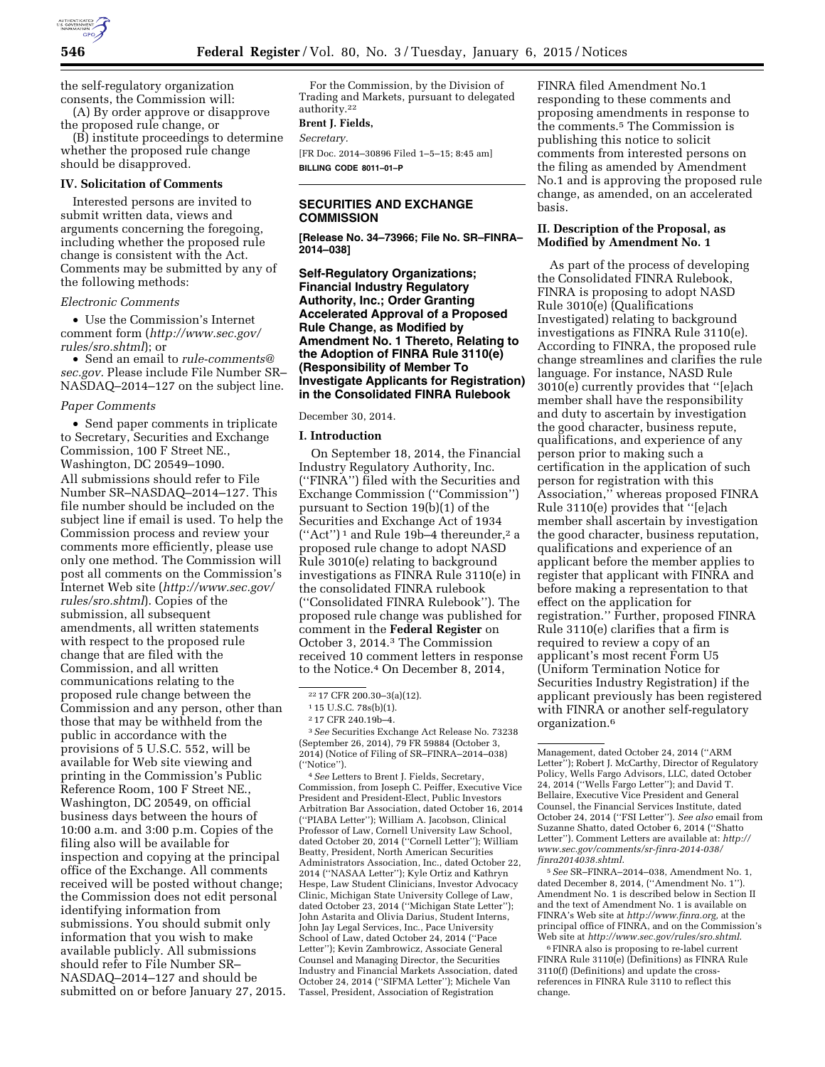the self-regulatory organization consents, the Commission will:

(A) By order approve or disapprove the proposed rule change, or

(B) institute proceedings to determine whether the proposed rule change should be disapproved.

## IV. Solicitation of Comments

Interested persons are invited to submit written data, views and arguments concerning the foregoing, including whether the proposed rule change is consistent with the Act. Comments may be submitted by any of the following methods:

*Electronic Comments*

- Use the Commission's Internet comment form (*http://www.sec.gov/rules/sro.shtml*); or
- Send an email to *rule-comments@sec.gov.* Please include File Number SR–NASDAQ–2014–127 on the subject line.

*Paper Comments*

- Send paper comments in triplicate to Secretary, Securities and Exchange Commission, 100 F Street NE., Washington, DC 20549–1090.

All submissions should refer to File Number SR–NASDAQ–2014–127. This file number should be included on the subject line if email is used. To help the Commission process and review your comments more efficiently, please use only one method. The Commission will post all comments on the Commission's Internet Web site (*http://www.sec.gov/rules/sro.shtml*). Copies of the submission, all subsequent amendments, all written statements with respect to the proposed rule change that are filed with the Commission, and all written communications relating to the proposed rule change between the Commission and any person, other than those that may be withheld from the public in accordance with the provisions of 5 U.S.C. 552, will be available for Web site viewing and printing in the Commission's Public Reference Room, 100 F Street NE., Washington, DC 20549, on official business days between the hours of 10:00 a.m. and 3:00 p.m. Copies of the filing also will be available for inspection and copying at the principal office of the Exchange. All comments received will be posted without change; the Commission does not edit personal identifying information from submissions. You should submit only information that you wish to make available publicly. All submissions should refer to File Number SR–NASDAQ–2014–127 and should be submitted on or before January 27, 2015.

For the Commission, by the Division of Trading and Markets, pursuant to delegated authority.[22]

**Brent J. Fields,**

*Secretary.*

[FR Doc. 2014–30896 Filed 1–5–15; 8:45 am]

**BILLING CODE 8011–01–P**

[22] 17 CFR 200.30–3(a)(12).

---

## SECURITIES AND EXCHANGE COMMISSION

**[Release No. 34–73966; File No. SR–FINRA–2014–038]**

## Self-Regulatory Organizations; Financial Industry Regulatory Authority, Inc.; Order Granting Accelerated Approval of a Proposed Rule Change, as Modified by Amendment No. 1 Thereto, Relating to the Adoption of FINRA Rule 3110(e) (Responsibility of Member To Investigate Applicants for Registration) in the Consolidated FINRA Rulebook

December 30, 2014.

## I. Introduction

On September 18, 2014, the Financial Industry Regulatory Authority, Inc. (''FINRA'') filed with the Securities and Exchange Commission (''Commission'') pursuant to Section 19(b)(1) of the Securities and Exchange Act of 1934 (''Act'')[1] and Rule 19b–4 thereunder,[2] a proposed rule change to adopt NASD Rule 3010(e) relating to background investigations as FINRA Rule 3110(e) in the consolidated FINRA rulebook (''Consolidated FINRA Rulebook''). The proposed rule change was published for comment in the **Federal Register** on October 3, 2014.[3] The Commission received 10 comment letters in response to the Notice.[4] On December 8, 2014, FINRA filed Amendment No.1 responding to these comments and proposing amendments in response to the comments.[5] The Commission is publishing this notice to solicit comments from interested persons on the filing as amended by Amendment No.1 and is approving the proposed rule change, as amended, on an accelerated basis.

## II. Description of the Proposal, as Modified by Amendment No. 1

As part of the process of developing the Consolidated FINRA Rulebook, FINRA is proposing to adopt NASD Rule 3010(e) (Qualifications Investigated) relating to background investigations as FINRA Rule 3110(e). According to FINRA, the proposed rule change streamlines and clarifies the rule language. For instance, NASD Rule 3010(e) currently provides that ''[e]ach member shall have the responsibility and duty to ascertain by investigation the good character, business repute, qualifications, and experience of any person prior to making such a certification in the application of such person for registration with this Association,'' whereas proposed FINRA Rule 3110(e) provides that ''[e]ach member shall ascertain by investigation the good character, business reputation, qualifications and experience of an applicant before the member applies to register that applicant with FINRA and before making a representation to that effect on the application for registration.'' Further, proposed FINRA Rule 3110(e) clarifies that a firm is required to review a copy of an applicant's most recent Form U5 (Uniform Termination Notice for Securities Industry Registration) if the applicant previously has been registered with FINRA or another self-regulatory organization.[6]

[1] 15 U.S.C. 78s(b)(1).

[2] 17 CFR 240.19b–4.

[3] *See* Securities Exchange Act Release No. 73238 (September 26, 2014), 79 FR 59884 (October 3, 2014) (Notice of Filing of SR–FINRA–2014–038) (''Notice'').

[4] *See* Letters to Brent J. Fields, Secretary, Commission, from Joseph C. Peiffer, Executive Vice President and President-Elect, Public Investors Arbitration Bar Association, dated October 16, 2014 (''PIABA Letter''); William A. Jacobson, Clinical Professor of Law, Cornell University Law School, dated October 20, 2014 (''Cornell Letter''); William Beatty, President, North American Securities Administrators Association, Inc., dated October 22, 2014 (''NASAA Letter''); Kyle Ortiz and Kathryn Hespe, Law Student Clinicians, Investor Advocacy Clinic, Michigan State University College of Law, dated October 23, 2014 (''Michigan State Letter''); John Astarita and Olivia Darius, Student Interns, John Jay Legal Services, Inc., Pace University School of Law, dated October 24, 2014 (''Pace Letter''); Kevin Zambrowicz, Associate General Counsel and Managing Director, the Securities Industry and Financial Markets Association, dated October 24, 2014 (''SIFMA Letter''); Michele Van Tassel, President, Association of Registration Management, dated October 24, 2014 (''ARM Letter''); Robert J. McCarthy, Director of Regulatory Policy, Wells Fargo Advisors, LLC, dated October 24, 2014 (''Wells Fargo Letter''); and David T. Bellaire, Executive Vice President and General Counsel, the Financial Services Institute, dated October 24, 2014 (''FSI Letter''). *See also* email from Suzanne Shatto, dated October 6, 2014 (''Shatto Letter''). Comment Letters are available at: *http://www.sec.gov/comments/sr-finra-2014-038/finra2014038.shtml.*

[5] *See* SR–FINRA–2014–038, Amendment No. 1, dated December 8, 2014, (''Amendment No. 1''). Amendment No. 1 is described below in Section II and the text of Amendment No. 1 is available on FINRA's Web site at *http://www.finra.org,* at the principal office of FINRA, and on the Commission's Web site at *http://www.sec.gov/rules/sro.shtml.*

[6] FINRA also is proposing to re-label current FINRA Rule 3110(e) (Definitions) as FINRA Rule 3110(f) (Definitions) and update the cross-references in FINRA Rule 3110 to reflect this change.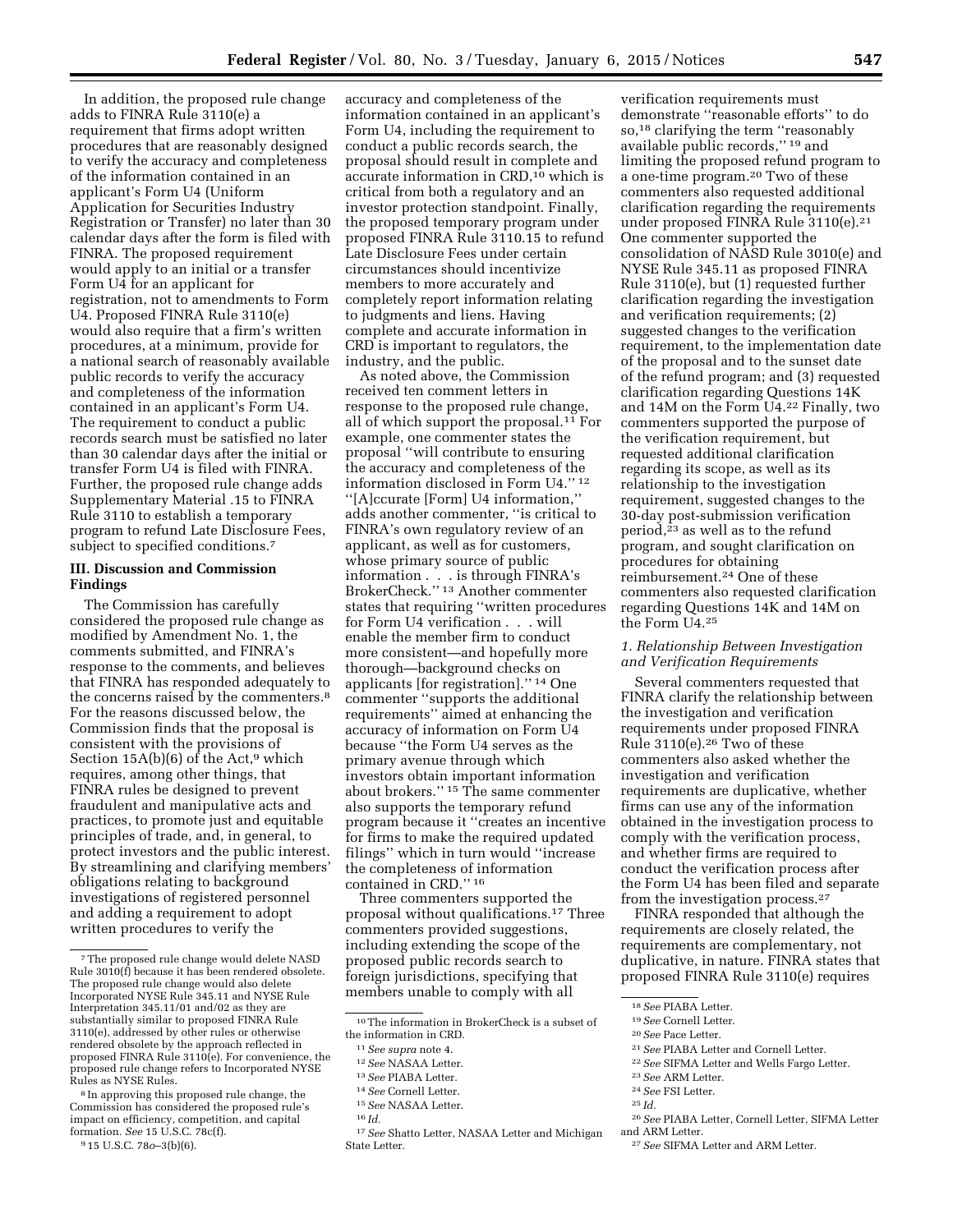In addition, the proposed rule change adds to FINRA Rule 3110(e) a requirement that firms adopt written procedures that are reasonably designed to verify the accuracy and completeness of the information contained in an applicant's Form U4 (Uniform Application for Securities Industry Registration or Transfer) no later than 30 calendar days after the form is filed with FINRA. The proposed requirement would apply to an initial or a transfer Form U4 for an applicant for registration, not to amendments to Form U4. Proposed FINRA Rule 3110(e) would also require that a firm's written procedures, at a minimum, provide for a national search of reasonably available public records to verify the accuracy and completeness of the information contained in an applicant's Form U4. The requirement to conduct a public records search must be satisfied no later than 30 calendar days after the initial or transfer Form U4 is filed with FINRA. Further, the proposed rule change adds Supplementary Material .15 to FINRA Rule 3110 to establish a temporary program to refund Late Disclosure Fees, subject to specified conditions.[7]

### III. Discussion and Commission Findings

The Commission has carefully considered the proposed rule change as modified by Amendment No. 1, the comments submitted, and FINRA's response to the comments, and believes that FINRA has responded adequately to the concerns raised by the commenters.[8] For the reasons discussed below, the Commission finds that the proposal is consistent with the provisions of Section 15A(b)(6) of the Act,[9] which requires, among other things, that FINRA rules be designed to prevent fraudulent and manipulative acts and practices, to promote just and equitable principles of trade, and, in general, to protect investors and the public interest. By streamlining and clarifying members' obligations relating to background investigations of registered personnel and adding a requirement to adopt written procedures to verify the accuracy and completeness of the information contained in an applicant's Form U4, including the requirement to conduct a public records search, the proposal should result in complete and accurate information in CRD,[10] which is critical from both a regulatory and an investor protection standpoint. Finally, the proposed temporary program under proposed FINRA Rule 3110.15 to refund Late Disclosure Fees under certain circumstances should incentivize members to more accurately and completely report information relating to judgments and liens. Having complete and accurate information in CRD is important to regulators, the industry, and the public.

As noted above, the Commission received ten comment letters in response to the proposed rule change, all of which support the proposal.[11] For example, one commenter states the proposal "will contribute to ensuring the accuracy and completeness of the information disclosed in Form U4." [12] "[A]ccurate [Form] U4 information," adds another commenter, "is critical to FINRA's own regulatory review of an applicant, as well as for customers, whose primary source of public information . . . is through FINRA's BrokerCheck." [13] Another commenter states that requiring "written procedures for Form U4 verification . . . will enable the member firm to conduct more consistent—and hopefully more thorough—background checks on applicants [for registration]." [14] One commenter "supports the additional requirements" aimed at enhancing the accuracy of information on Form U4 because "the Form U4 serves as the primary avenue through which investors obtain important information about brokers." [15] The same commenter also supports the temporary refund program because it "creates an incentive for firms to make the required updated filings" which in turn would "increase the completeness of information contained in CRD." [16]

Three commenters supported the proposal without qualifications.[17] Three commenters provided suggestions, including extending the scope of the proposed public records search to foreign jurisdictions, specifying that members unable to comply with all verification requirements must demonstrate "reasonable efforts" to do so,[18] clarifying the term "reasonably available public records," [19] and limiting the proposed refund program to a one-time program.[20] Two of these commenters also requested additional clarification regarding the requirements under proposed FINRA Rule 3110(e).[21] One commenter supported the consolidation of NASD Rule 3010(e) and NYSE Rule 345.11 as proposed FINRA Rule 3110(e), but (1) requested further clarification regarding the investigation and verification requirements; (2) suggested changes to the verification requirement, to the implementation date of the proposal and to the sunset date of the refund program; and (3) requested clarification regarding Questions 14K and 14M on the Form U4.[22] Finally, two commenters supported the purpose of the verification requirement, but requested additional clarification regarding its scope, as well as its relationship to the investigation requirement, suggested changes to the 30-day post-submission verification period,[23] as well as to the refund program, and sought clarification on procedures for obtaining reimbursement.[24] One of these commenters also requested clarification regarding Questions 14K and 14M on the Form U4.[25]

#### *1. Relationship Between Investigation and Verification Requirements*

Several commenters requested that FINRA clarify the relationship between the investigation and verification requirements under proposed FINRA Rule 3110(e).[26] Two of these commenters also asked whether the investigation and verification requirements are duplicative, whether firms can use any of the information obtained in the investigation process to comply with the verification process, and whether firms are required to conduct the verification process after the Form U4 has been filed and separate from the investigation process.[27]

FINRA responded that although the requirements are closely related, the requirements are complementary, not duplicative, in nature. FINRA states that proposed FINRA Rule 3110(e) requires

---

[7] The proposed rule change would delete NASD Rule 3010(f) because it has been rendered obsolete. The proposed rule change would also delete Incorporated NYSE Rule 345.11 and NYSE Rule Interpretation 345.11/01 and/02 as they are substantially similar to proposed FINRA Rule 3110(e), addressed by other rules or otherwise rendered obsolete by the approach reflected in proposed FINRA Rule 3110(e). For convenience, the proposed rule change refers to Incorporated NYSE Rules as NYSE Rules.

[8] In approving this proposed rule change, the Commission has considered the proposed rule's impact on efficiency, competition, and capital formation. *See* 15 U.S.C. 78c(f).

[9] 15 U.S.C. 78*o*–3(b)(6).

[10] The information in BrokerCheck is a subset of the information in CRD.

[11] *See supra* note 4.

[12] *See* NASAA Letter.

[13] *See* PIABA Letter.

[14] *See* Cornell Letter.

[15] *See* NASAA Letter.

[16] *Id.*

[17] *See* Shatto Letter, NASAA Letter and Michigan State Letter.

[18] *See* PIABA Letter.

[19] *See* Cornell Letter.

[20] *See* Pace Letter.

[21] *See* PIABA Letter and Cornell Letter.

[22] *See* SIFMA Letter and Wells Fargo Letter.

[23] *See* ARM Letter.

[24] *See* FSI Letter.

[25] *Id.*

[26] *See* PIABA Letter, Cornell Letter, SIFMA Letter and ARM Letter.

[27] *See* SIFMA Letter and ARM Letter.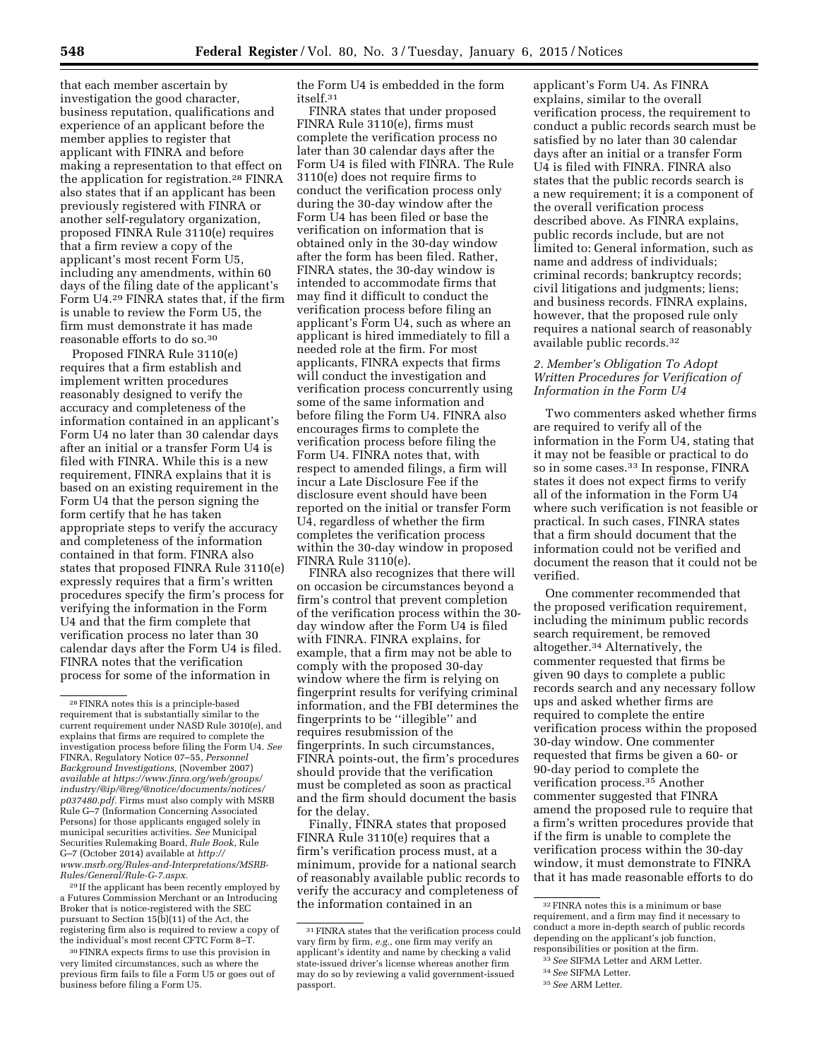that each member ascertain by investigation the good character, business reputation, qualifications and experience of an applicant before the member applies to register that applicant with FINRA and before making a representation to that effect on the application for registration.[28] FINRA also states that if an applicant has been previously registered with FINRA or another self-regulatory organization, proposed FINRA Rule 3110(e) requires that a firm review a copy of the applicant's most recent Form U5, including any amendments, within 60 days of the filing date of the applicant's Form U4.[29] FINRA states that, if the firm is unable to review the Form U5, the firm must demonstrate it has made reasonable efforts to do so.[30]

Proposed FINRA Rule 3110(e) requires that a firm establish and implement written procedures reasonably designed to verify the accuracy and completeness of the information contained in an applicant's Form U4 no later than 30 calendar days after an initial or a transfer Form U4 is filed with FINRA. While this is a new requirement, FINRA explains that it is based on an existing requirement in the Form U4 that the person signing the form certify that he has taken appropriate steps to verify the accuracy and completeness of the information contained in that form. FINRA also states that proposed FINRA Rule 3110(e) expressly requires that a firm's written procedures specify the firm's process for verifying the information in the Form U4 and that the firm complete that verification process no later than 30 calendar days after the Form U4 is filed. FINRA notes that the verification process for some of the information in the Form U4 is embedded in the form itself.[31]

FINRA states that under proposed FINRA Rule 3110(e), firms must complete the verification process no later than 30 calendar days after the Form U4 is filed with FINRA. The Rule 3110(e) does not require firms to conduct the verification process only during the 30-day window after the Form U4 has been filed or base the verification on information that is obtained only in the 30-day window after the form has been filed. Rather, FINRA states, the 30-day window is intended to accommodate firms that may find it difficult to conduct the verification process before filing an applicant's Form U4, such as where an applicant is hired immediately to fill a needed role at the firm. For most applicants, FINRA expects that firms will conduct the investigation and verification process concurrently using some of the same information and before filing the Form U4. FINRA also encourages firms to complete the verification process before filing the Form U4. FINRA notes that, with respect to amended filings, a firm will incur a Late Disclosure Fee if the disclosure event should have been reported on the initial or transfer Form U4, regardless of whether the firm completes the verification process within the 30-day window in proposed FINRA Rule 3110(e).

FINRA also recognizes that there will on occasion be circumstances beyond a firm's control that prevent completion of the verification process within the 30-day window after the Form U4 is filed with FINRA. FINRA explains, for example, that a firm may not be able to comply with the proposed 30-day window where the firm is relying on fingerprint results for verifying criminal information, and the FBI determines the fingerprints to be ''illegible'' and requires resubmission of the fingerprints. In such circumstances, FINRA points-out, the firm's procedures should provide that the verification must be completed as soon as practical and the firm should document the basis for the delay.

Finally, FINRA states that proposed FINRA Rule 3110(e) requires that a firm's verification process must, at a minimum, provide for a national search of reasonably available public records to verify the accuracy and completeness of the information contained in an applicant's Form U4. As FINRA explains, similar to the overall verification process, the requirement to conduct a public records search must be satisfied by no later than 30 calendar days after an initial or a transfer Form U4 is filed with FINRA. FINRA also states that the public records search is a new requirement; it is a component of the overall verification process described above. As FINRA explains, public records include, but are not limited to: General information, such as name and address of individuals; criminal records; bankruptcy records; civil litigations and judgments; liens; and business records. FINRA explains, however, that the proposed rule only requires a national search of reasonably available public records.[32]

### *2. Member's Obligation To Adopt Written Procedures for Verification of Information in the Form U4*

Two commenters asked whether firms are required to verify all of the information in the Form U4, stating that it may not be feasible or practical to do so in some cases.[33] In response, FINRA states it does not expect firms to verify all of the information in the Form U4 where such verification is not feasible or practical. In such cases, FINRA states that a firm should document that the information could not be verified and document the reason that it could not be verified.

One commenter recommended that the proposed verification requirement, including the minimum public records search requirement, be removed altogether.[34] Alternatively, the commenter requested that firms be given 90 days to complete a public records search and any necessary follow ups and asked whether firms are required to complete the entire verification process within the proposed 30-day window. One commenter requested that firms be given a 60- or 90-day period to complete the verification process.[35] Another commenter suggested that FINRA amend the proposed rule to require that a firm's written procedures provide that if the firm is unable to complete the verification process within the 30-day window, it must demonstrate to FINRA that it has made reasonable efforts to do

---

[28] FINRA notes this is a principle-based requirement that is substantially similar to the current requirement under NASD Rule 3010(e), and explains that firms are required to complete the investigation process before filing the Form U4. *See* FINRA, Regulatory Notice 07–55, *Personnel Background Investigations,* (November 2007) *available at https://www.finra.org/web/groups/industry/@ip/@reg/@notice/documents/notices/p037480.pdf.* Firms must also comply with MSRB Rule G–7 (Information Concerning Associated Persons) for those applicants engaged solely in municipal securities activities. *See* Municipal Securities Rulemaking Board, *Rule Book,* Rule G–7 (October 2014) available at *http://www.msrb.org/Rules-and-Interpretations/MSRB-Rules/General/Rule-G-7.aspx.*

[29] If the applicant has been recently employed by a Futures Commission Merchant or an Introducing Broker that is notice-registered with the SEC pursuant to Section 15(b)(11) of the Act, the registering firm also is required to review a copy of the individual's most recent CFTC Form 8–T.

[30] FINRA expects firms to use this provision in very limited circumstances, such as where the previous firm fails to file a Form U5 or goes out of business before filing a Form U5.

[31] FINRA states that the verification process could vary firm by firm, *e.g.,* one firm may verify an applicant's identity and name by checking a valid state-issued driver's license whereas another firm may do so by reviewing a valid government-issued passport.

[32] FINRA notes this is a minimum or base requirement, and a firm may find it necessary to conduct a more in-depth search of public records depending on the applicant's job function, responsibilities or position at the firm.

[33] *See* SIFMA Letter and ARM Letter.

[34] *See* SIFMA Letter.

[35] *See* ARM Letter.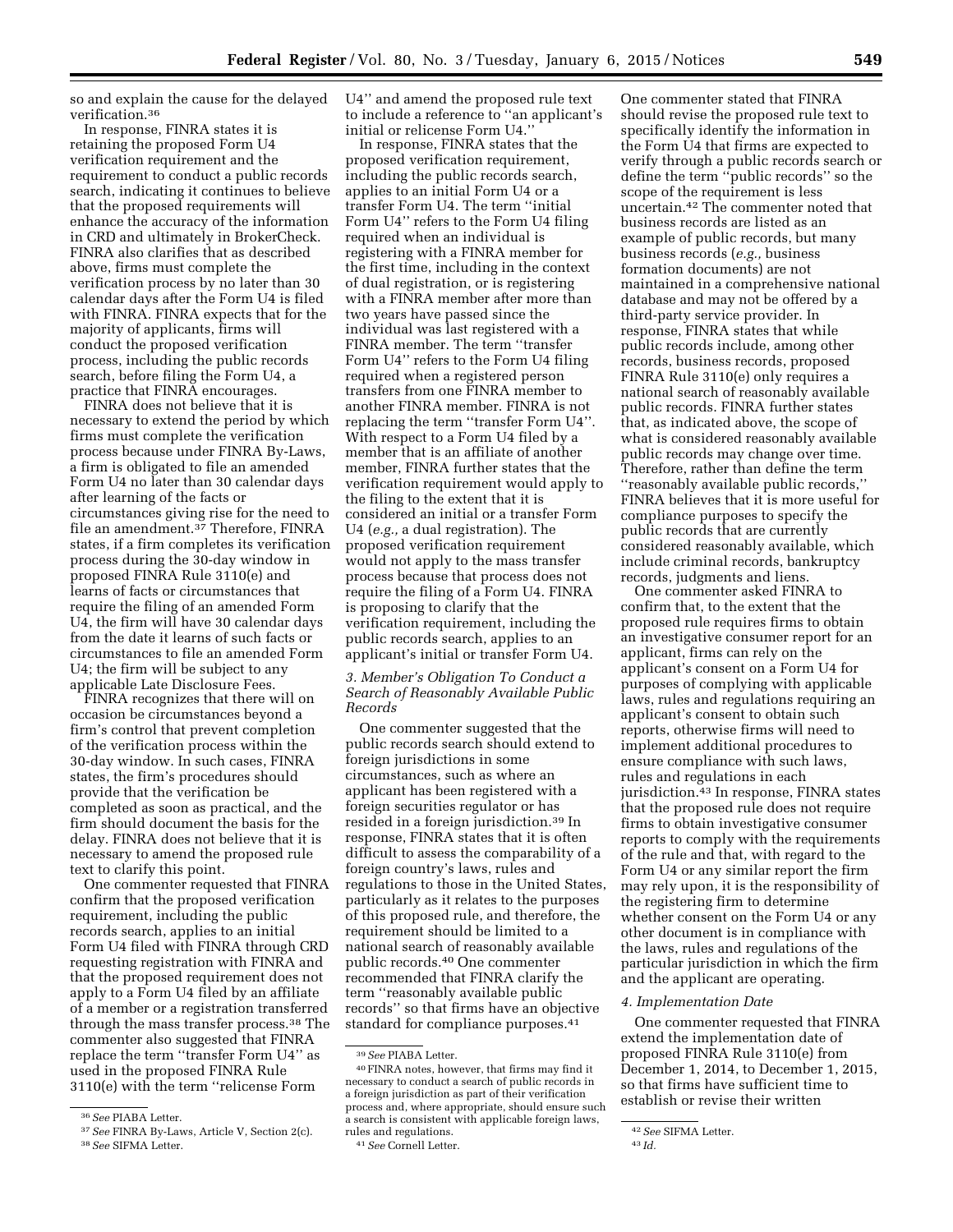so and explain the cause for the delayed verification.[36]

In response, FINRA states it is retaining the proposed Form U4 verification requirement and the requirement to conduct a public records search, indicating it continues to believe that the proposed requirements will enhance the accuracy of the information in CRD and ultimately in BrokerCheck. FINRA also clarifies that as described above, firms must complete the verification process by no later than 30 calendar days after the Form U4 is filed with FINRA. FINRA expects that for the majority of applicants, firms will conduct the proposed verification process, including the public records search, before filing the Form U4, a practice that FINRA encourages.

FINRA does not believe that it is necessary to extend the period by which firms must complete the verification process because under FINRA By-Laws, a firm is obligated to file an amended Form U4 no later than 30 calendar days after learning of the facts or circumstances giving rise for the need to file an amendment.[37] Therefore, FINRA states, if a firm completes its verification process during the 30-day window in proposed FINRA Rule 3110(e) and learns of facts or circumstances that require the filing of an amended Form U4, the firm will have 30 calendar days from the date it learns of such facts or circumstances to file an amended Form U4; the firm will be subject to any applicable Late Disclosure Fees.

FINRA recognizes that there will on occasion be circumstances beyond a firm's control that prevent completion of the verification process within the 30-day window. In such cases, FINRA states, the firm's procedures should provide that the verification be completed as soon as practical, and the firm should document the basis for the delay. FINRA does not believe that it is necessary to amend the proposed rule text to clarify this point.

One commenter requested that FINRA confirm that the proposed verification requirement, including the public records search, applies to an initial Form U4 filed with FINRA through CRD requesting registration with FINRA and that the proposed requirement does not apply to a Form U4 filed by an affiliate of a member or a registration transferred through the mass transfer process.[38] The commenter also suggested that FINRA replace the term "transfer Form U4" as used in the proposed FINRA Rule 3110(e) with the term "relicense Form U4" and amend the proposed rule text to include a reference to "an applicant's initial or relicense Form U4."

In response, FINRA states that the proposed verification requirement, including the public records search, applies to an initial Form U4 or a transfer Form U4. The term "initial Form U4" refers to the Form U4 filing required when an individual is registering with a FINRA member for the first time, including in the context of dual registration, or is registering with a FINRA member after more than two years have passed since the individual was last registered with a FINRA member. The term "transfer Form U4" refers to the Form U4 filing required when a registered person transfers from one FINRA member to another FINRA member. FINRA is not replacing the term "transfer Form U4". With respect to a Form U4 filed by a member that is an affiliate of another member, FINRA further states that the verification requirement would apply to the filing to the extent that it is considered an initial or a transfer Form U4 (*e.g.,* a dual registration). The proposed verification requirement would not apply to the mass transfer process because that process does not require the filing of a Form U4. FINRA is proposing to clarify that the verification requirement, including the public records search, applies to an applicant's initial or transfer Form U4.

### *3. Member's Obligation To Conduct a Search of Reasonably Available Public Records*

One commenter suggested that the public records search should extend to foreign jurisdictions in some circumstances, such as where an applicant has been registered with a foreign securities regulator or has resided in a foreign jurisdiction.[39] In response, FINRA states that it is often difficult to assess the comparability of a foreign country's laws, rules and regulations to those in the United States, particularly as it relates to the purposes of this proposed rule, and therefore, the requirement should be limited to a national search of reasonably available public records.[40] One commenter recommended that FINRA clarify the term "reasonably available public records" so that firms have an objective standard for compliance purposes.[41]

One commenter stated that FINRA should revise the proposed rule text to specifically identify the information in the Form U4 that firms are expected to verify through a public records search or define the term "public records" so the scope of the requirement is less uncertain.[42] The commenter noted that business records are listed as an example of public records, but many business records (*e.g.,* business formation documents) are not maintained in a comprehensive national database and may not be offered by a third-party service provider. In response, FINRA states that while public records include, among other records, business records, proposed FINRA Rule 3110(e) only requires a national search of reasonably available public records. FINRA further states that, as indicated above, the scope of what is considered reasonably available public records may change over time. Therefore, rather than define the term "reasonably available public records," FINRA believes that it is more useful for compliance purposes to specify the public records that are currently considered reasonably available, which include criminal records, bankruptcy records, judgments and liens.

One commenter asked FINRA to confirm that, to the extent that the proposed rule requires firms to obtain an investigative consumer report for an applicant, firms can rely on the applicant's consent on a Form U4 for purposes of complying with applicable laws, rules and regulations requiring an applicant's consent to obtain such reports, otherwise firms will need to implement additional procedures to ensure compliance with such laws, rules and regulations in each jurisdiction.[43] In response, FINRA states that the proposed rule does not require firms to obtain investigative consumer reports to comply with the requirements of the rule and that, with regard to the Form U4 or any similar report the firm may rely upon, it is the responsibility of the registering firm to determine whether consent on the Form U4 or any other document is in compliance with the laws, rules and regulations of the particular jurisdiction in which the firm and the applicant are operating.

### *4. Implementation Date*

One commenter requested that FINRA extend the implementation date of proposed FINRA Rule 3110(e) from December 1, 2014, to December 1, 2015, so that firms have sufficient time to establish or revise their written

---

[36] *See* PIABA Letter.

[37] *See* FINRA By-Laws, Article V, Section 2(c).

[38] *See* SIFMA Letter.

[39] *See* PIABA Letter.

[40] FINRA notes, however, that firms may find it necessary to conduct a search of public records in a foreign jurisdiction as part of their verification process and, where appropriate, should ensure such a search is consistent with applicable foreign laws, rules and regulations.

[41] *See* Cornell Letter.

[42] *See* SIFMA Letter.

[43] *Id.*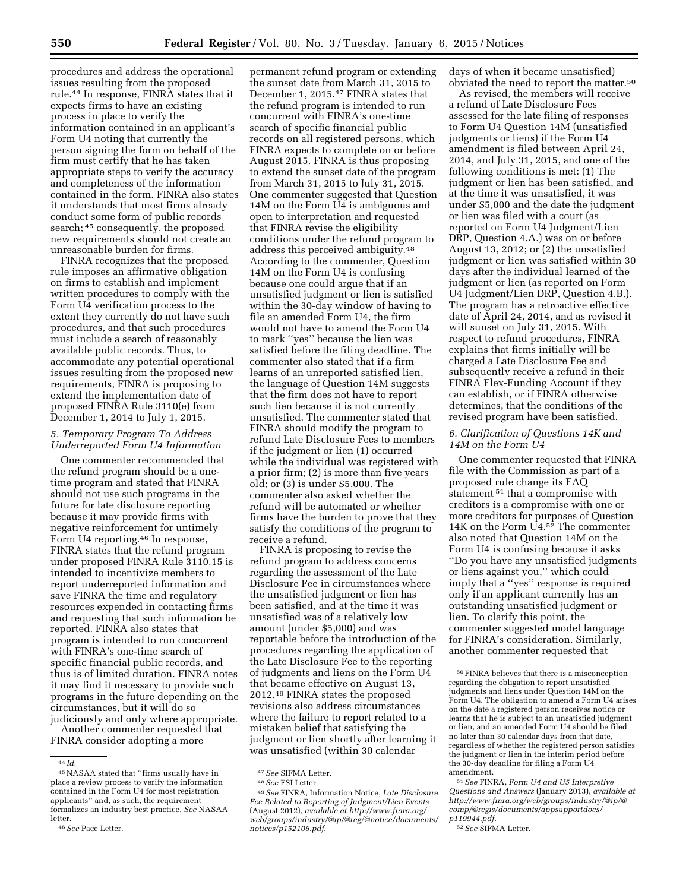procedures and address the operational issues resulting from the proposed rule.[44] In response, FINRA states that it expects firms to have an existing process in place to verify the information contained in an applicant's Form U4 noting that currently the person signing the form on behalf of the firm must certify that he has taken appropriate steps to verify the accuracy and completeness of the information contained in the form. FINRA also states it understands that most firms already conduct some form of public records search;[45] consequently, the proposed new requirements should not create an unreasonable burden for firms.

FINRA recognizes that the proposed rule imposes an affirmative obligation on firms to establish and implement written procedures to comply with the Form U4 verification process to the extent they currently do not have such procedures, and that such procedures must include a search of reasonably available public records. Thus, to accommodate any potential operational issues resulting from the proposed new requirements, FINRA is proposing to extend the implementation date of proposed FINRA Rule 3110(e) from December 1, 2014 to July 1, 2015.

### *5. Temporary Program To Address Underreported Form U4 Information*

One commenter recommended that the refund program should be a one-time program and stated that FINRA should not use such programs in the future for late disclosure reporting because it may provide firms with negative reinforcement for untimely Form U4 reporting.[46] In response, FINRA states that the refund program under proposed FINRA Rule 3110.15 is intended to incentivize members to report underreported information and save FINRA the time and regulatory resources expended in contacting firms and requesting that such information be reported. FINRA also states that program is intended to run concurrent with FINRA's one-time search of specific financial public records, and thus is of limited duration. FINRA notes it may find it necessary to provide such programs in the future depending on the circumstances, but it will do so judiciously and only where appropriate.

Another commenter requested that FINRA consider adopting a more permanent refund program or extending the sunset date from March 31, 2015 to December 1, 2015.[47] FINRA states that the refund program is intended to run concurrent with FINRA's one-time search of specific financial public records on all registered persons, which FINRA expects to complete on or before August 2015. FINRA is thus proposing to extend the sunset date of the program from March 31, 2015 to July 31, 2015. One commenter suggested that Question 14M on the Form U4 is ambiguous and open to interpretation and requested that FINRA revise the eligibility conditions under the refund program to address this perceived ambiguity.[48] According to the commenter, Question 14M on the Form U4 is confusing because one could argue that if an unsatisfied judgment or lien is satisfied within the 30-day window of having to file an amended Form U4, the firm would not have to amend the Form U4 to mark "yes" because the lien was satisfied before the filing deadline. The commenter also stated that if a firm learns of an unreported satisfied lien, the language of Question 14M suggests that the firm does not have to report such lien because it is not currently unsatisfied. The commenter stated that FINRA should modify the program to refund Late Disclosure Fees to members if the judgment or lien (1) occurred while the individual was registered with a prior firm; (2) is more than five years old; or (3) is under $5,000. The commenter also asked whether the refund will be automated or whether firms have the burden to prove that they satisfy the conditions of the program to receive a refund.

FINRA is proposing to revise the refund program to address concerns regarding the assessment of the Late Disclosure Fee in circumstances where the unsatisfied judgment or lien has been satisfied, and at the time it was unsatisfied was of a relatively low amount (under $5,000) and was reportable before the introduction of the procedures regarding the application of the Late Disclosure Fee to the reporting of judgments and liens on the Form U4 that became effective on August 13, 2012.[49] FINRA states the proposed revisions also address circumstances where the failure to report related to a mistaken belief that satisfying the judgment or lien shortly after learning it was unsatisfied (within 30 calendar days of when it became unsatisfied) obviated the need to report the matter.[50]

As revised, the members will receive a refund of Late Disclosure Fees assessed for the late filing of responses to Form U4 Question 14M (unsatisfied judgments or liens) if the Form U4 amendment is filed between April 24, 2014, and July 31, 2015, and one of the following conditions is met: (1) The judgment or lien has been satisfied, and at the time it was unsatisfied, it was under $5,000 and the date the judgment or lien was filed with a court (as reported on Form U4 Judgment/Lien DRP, Question 4.A.) was on or before August 13, 2012; or (2) the unsatisfied judgment or lien was satisfied within 30 days after the individual learned of the judgment or lien (as reported on Form U4 Judgment/Lien DRP, Question 4.B.). The program has a retroactive effective date of April 24, 2014, and as revised it will sunset on July 31, 2015. With respect to refund procedures, FINRA explains that firms initially will be charged a Late Disclosure Fee and subsequently receive a refund in their FINRA Flex-Funding Account if they can establish, or if FINRA otherwise determines, that the conditions of the revised program have been satisfied.

### *6. Clarification of Questions 14K and 14M on the Form U4*

One commenter requested that FINRA file with the Commission as part of a proposed rule change its FAQ statement[51] that a compromise with creditors is a compromise with one or more creditors for purposes of Question 14K on the Form U4.[52] The commenter also noted that Question 14M on the Form U4 is confusing because it asks "Do you have any unsatisfied judgments or liens against you," which could imply that a "yes" response is required only if an applicant currently has an outstanding unsatisfied judgment or lien. To clarify this point, the commenter suggested model language for FINRA's consideration. Similarly, another commenter requested that

---

[44] *Id.*

[45] NASAA stated that "firms usually have in place a review process to verify the information contained in the Form U4 for most registration applicants" and, as such, the requirement formalizes an industry best practice. *See* NASAA letter.

[46] *See* Pace Letter.

[47] *See* SIFMA Letter.

[48] *See* FSI Letter.

[49] *See* FINRA, Information Notice, *Late Disclosure Fee Related to Reporting of Judgment/Lien Events* (August 2012), *available at http://www.finra.org/web/groups/industry/@ip/@reg/@notice/documents/notices/p152106.pdf*.

[50] FINRA believes that there is a misconception regarding the obligation to report unsatisfied judgments and liens under Question 14M on the Form U4. The obligation to amend a Form U4 arises on the date a registered person receives notice or learns that he is subject to an unsatisfied judgment or lien, and an amended Form U4 should be filed no later than 30 calendar days from that date, regardless of whether the registered person satisfies the judgment or lien in the interim period before the 30-day deadline for filing a Form U4 amendment.

[51] *See* FINRA, *Form U4 and U5 Interpretive Questions and Answers* (January 2013), *available at http://www.finra.org/web/groups/industry/@ip/@comp/@regis/documents/appsupportdocs/p119944.pdf*.

[52] *See* SIFMA Letter.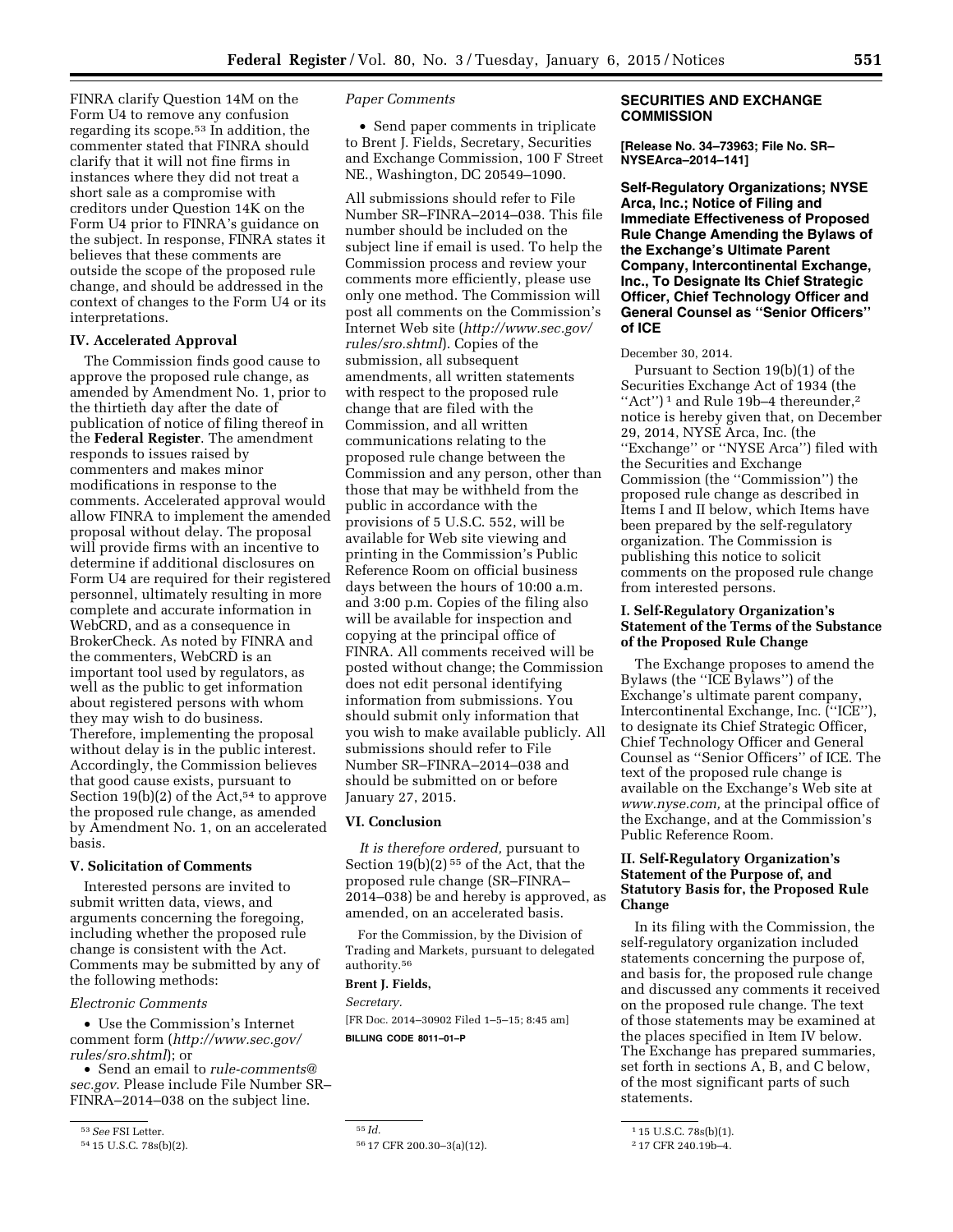FINRA clarify Question 14M on the Form U4 to remove any confusion regarding its scope.[53] In addition, the commenter stated that FINRA should clarify that it will not fine firms in instances where they did not treat a short sale as a compromise with creditors under Question 14K on the Form U4 prior to FINRA's guidance on the subject. In response, FINRA states it believes that these comments are outside the scope of the proposed rule change, and should be addressed in the context of changes to the Form U4 or its interpretations.

### IV. Accelerated Approval

The Commission finds good cause to approve the proposed rule change, as amended by Amendment No. 1, prior to the thirtieth day after the date of publication of notice of filing thereof in the **Federal Register**. The amendment responds to issues raised by commenters and makes minor modifications in response to the comments. Accelerated approval would allow FINRA to implement the amended proposal without delay. The proposal will provide firms with an incentive to determine if additional disclosures on Form U4 are required for their registered personnel, ultimately resulting in more complete and accurate information in WebCRD, and as a consequence in BrokerCheck. As noted by FINRA and the commenters, WebCRD is an important tool used by regulators, as well as the public to get information about registered persons with whom they may wish to do business. Therefore, implementing the proposal without delay is in the public interest. Accordingly, the Commission believes that good cause exists, pursuant to Section 19(b)(2) of the Act,[54] to approve the proposed rule change, as amended by Amendment No. 1, on an accelerated basis.

### V. Solicitation of Comments

Interested persons are invited to submit written data, views, and arguments concerning the foregoing, including whether the proposed rule change is consistent with the Act. Comments may be submitted by any of the following methods:

*Electronic Comments*

- Use the Commission's Internet comment form (*http://www.sec.gov/rules/sro.shtml*); or
- Send an email to *rule-comments@sec.gov*. Please include File Number SR–FINRA–2014–038 on the subject line.

*Paper Comments*

- Send paper comments in triplicate to Brent J. Fields, Secretary, Securities and Exchange Commission, 100 F Street NE., Washington, DC 20549–1090.

All submissions should refer to File Number SR–FINRA–2014–038. This file number should be included on the subject line if email is used. To help the Commission process and review your comments more efficiently, please use only one method. The Commission will post all comments on the Commission's Internet Web site (*http://www.sec.gov/rules/sro.shtml*). Copies of the submission, all subsequent amendments, all written statements with respect to the proposed rule change that are filed with the Commission, and all written communications relating to the proposed rule change between the Commission and any person, other than those that may be withheld from the public in accordance with the provisions of 5 U.S.C. 552, will be available for Web site viewing and printing in the Commission's Public Reference Room on official business days between the hours of 10:00 a.m. and 3:00 p.m. Copies of the filing also will be available for inspection and copying at the principal office of FINRA. All comments received will be posted without change; the Commission does not edit personal identifying information from submissions. You should submit only information that you wish to make available publicly. All submissions should refer to File Number SR–FINRA–2014–038 and should be submitted on or before January 27, 2015.

### VI. Conclusion

*It is therefore ordered,* pursuant to Section 19(b)(2)[55] of the Act, that the proposed rule change (SR–FINRA–2014–038) be and hereby is approved, as amended, on an accelerated basis.

For the Commission, by the Division of Trading and Markets, pursuant to delegated authority.[56]

**Brent J. Fields,**

*Secretary.*

[FR Doc. 2014–30902 Filed 1–5–15; 8:45 am]

**BILLING CODE 8011–01–P**

[53] *See* FSI Letter.

[54] 15 U.S.C. 78s(b)(2).

[55] *Id.*

[56] 17 CFR 200.30–3(a)(12).

## SECURITIES AND EXCHANGE COMMISSION

**[Release No. 34–73963; File No. SR–NYSEArca–2014–141]**

**Self-Regulatory Organizations; NYSE Arca, Inc.; Notice of Filing and Immediate Effectiveness of Proposed Rule Change Amending the Bylaws of the Exchange's Ultimate Parent Company, Intercontinental Exchange, Inc., To Designate Its Chief Strategic Officer, Chief Technology Officer and General Counsel as "Senior Officers" of ICE**

December 30, 2014.

Pursuant to Section 19(b)(1) of the Securities Exchange Act of 1934 (the "Act")[1] and Rule 19b–4 thereunder,[2] notice is hereby given that, on December 29, 2014, NYSE Arca, Inc. (the "Exchange" or "NYSE Arca") filed with the Securities and Exchange Commission (the "Commission") the proposed rule change as described in Items I and II below, which Items have been prepared by the self-regulatory organization. The Commission is publishing this notice to solicit comments on the proposed rule change from interested persons.

### I. Self-Regulatory Organization's Statement of the Terms of the Substance of the Proposed Rule Change

The Exchange proposes to amend the Bylaws (the "ICE Bylaws") of the Exchange's ultimate parent company, Intercontinental Exchange, Inc. ("ICE"), to designate its Chief Strategic Officer, Chief Technology Officer and General Counsel as "Senior Officers" of ICE. The text of the proposed rule change is available on the Exchange's Web site at *www.nyse.com,* at the principal office of the Exchange, and at the Commission's Public Reference Room.

### II. Self-Regulatory Organization's Statement of the Purpose of, and Statutory Basis for, the Proposed Rule Change

In its filing with the Commission, the self-regulatory organization included statements concerning the purpose of, and basis for, the proposed rule change and discussed any comments it received on the proposed rule change. The text of those statements may be examined at the places specified in Item IV below. The Exchange has prepared summaries, set forth in sections A, B, and C below, of the most significant parts of such statements.

[1] 15 U.S.C. 78s(b)(1).

[2] 17 CFR 240.19b–4.